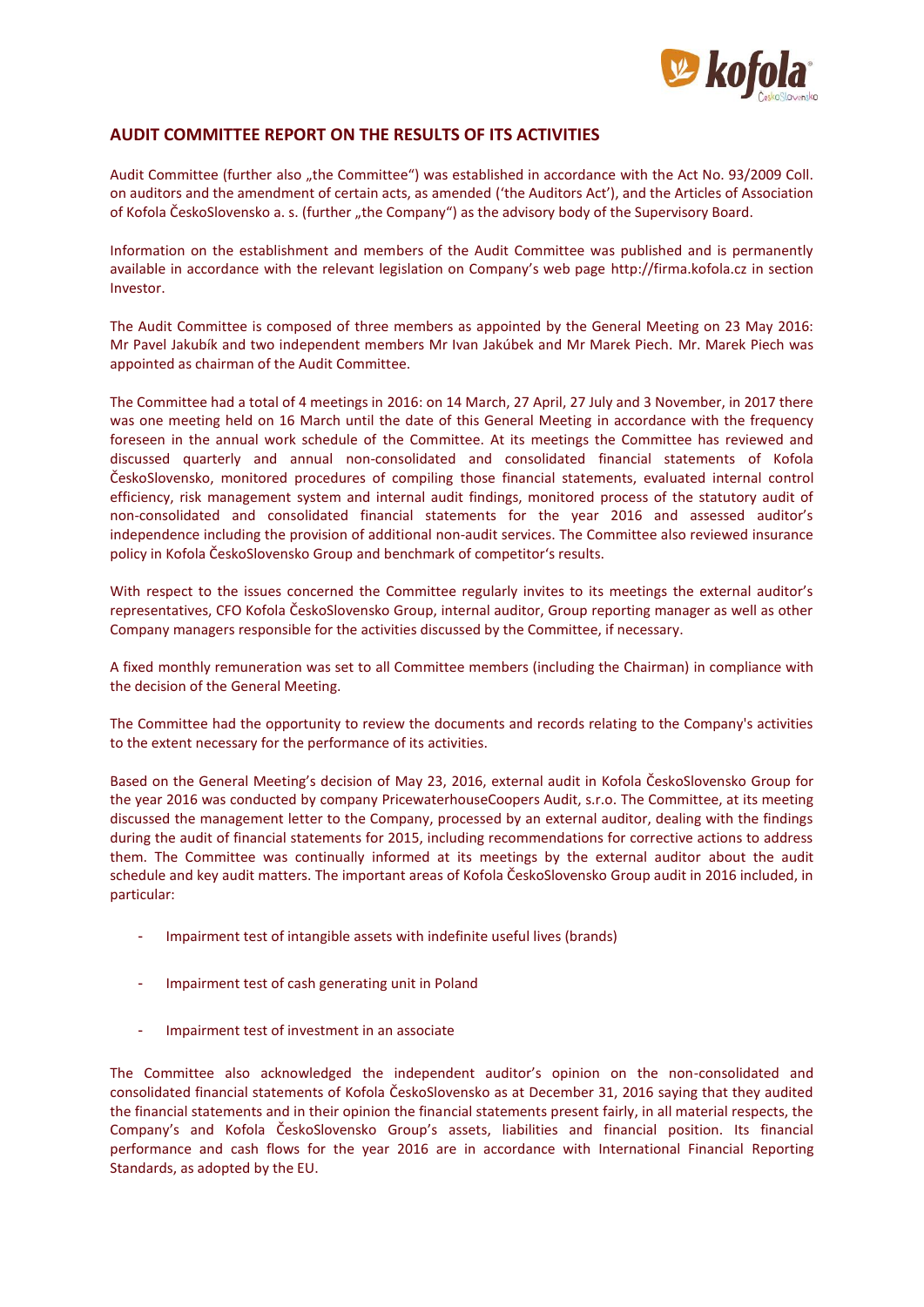## AUDIT COMMITTEE REPORT ON THE RESULTS OF ITS ACTIVITIES

Audit Committee (further also „the Committee") was established in accordance with the Act No. 93/2009 Coll. on auditors and the amendment of certain acts, as amended ('the Auditors Act'), and the Articles of Association of Kofola ČeskoSlovensko a. s. (further „the Company") as the advisory body of the Supervisory Board.

Information on the establishment and members of the Audit Committee was published and is permanently available in accordance with the relevant legislation on Company's web page http://firma.kofola.cz in section Investor.

The Audit Committee is composed of three members as appointed by the General Meeting on 23 May 2016: Mr Pavel Jakubík and two independent members Mr Ivan Jakúbek and Mr Marek Piech. Mr. Marek Piech was appointed as chairman of the Audit Committee.

The Committee had a total of 4 meetings in 2016: on 14 March, 27 April, 27 July and 3 November, in 2017 there was one meeting held on 16 March until the date of this General Meeting in accordance with the frequency foreseen in the annual work schedule of the Committee. At its meetings the Committee has reviewed and discussed quarterly and annual non-consolidated and consolidated financial statements of Kofola ČeskoSlovensko, monitored procedures of compiling those financial statements, evaluated internal control efficiency, risk management system and internal audit findings, monitored process of the statutory audit of non-consolidated and consolidated financial statements for the year 2016 and assessed auditor's independence including the provision of additional non-audit services. The Committee also reviewed insurance policy in Kofola ČeskoSlovensko Group and benchmark of competitor's results.

With respect to the issues concerned the Committee regularly invites to its meetings the external auditor's representatives, CFO Kofola ČeskoSlovensko Group, internal auditor, Group reporting manager as well as other Company managers responsible for the activities discussed by the Committee, if necessary.

A fixed monthly remuneration was set to all Committee members (including the Chairman) in compliance with the decision of the General Meeting.

The Committee had the opportunity to review the documents and records relating to the Company's activities to the extent necessary for the performance of its activities.

Based on the General Meeting's decision of May 23, 2016, external audit in Kofola ČeskoSlovensko Group for the year 2016 was conducted by company PricewaterhouseCoopers Audit, s.r.o. The Committee, at its meeting discussed the management letter to the Company, processed by an external auditor, dealing with the findings during the audit of financial statements for 2015, including recommendations for corrective actions to address them. The Committee was continually informed at its meetings by the external auditor about the audit schedule and key audit matters. The important areas of Kofola ČeskoSlovensko Group audit in 2016 included, in particular:

- Impairment test of intangible assets with indefinite useful lives (brands)
- Impairment test of cash generating unit in Poland
- Impairment test of investment in an associate

The Committee also acknowledged the independent auditor's opinion on the non-consolidated and consolidated financial statements of Kofola ČeskoSlovensko as at December 31, 2016 saying that they audited the financial statements and in their opinion the financial statements present fairly, in all material respects, the Company's and Kofola ČeskoSlovensko Group's assets, liabilities and financial position. Its financial performance and cash flows for the year 2016 are in accordance with International Financial Reporting Standards, as adopted by the EU.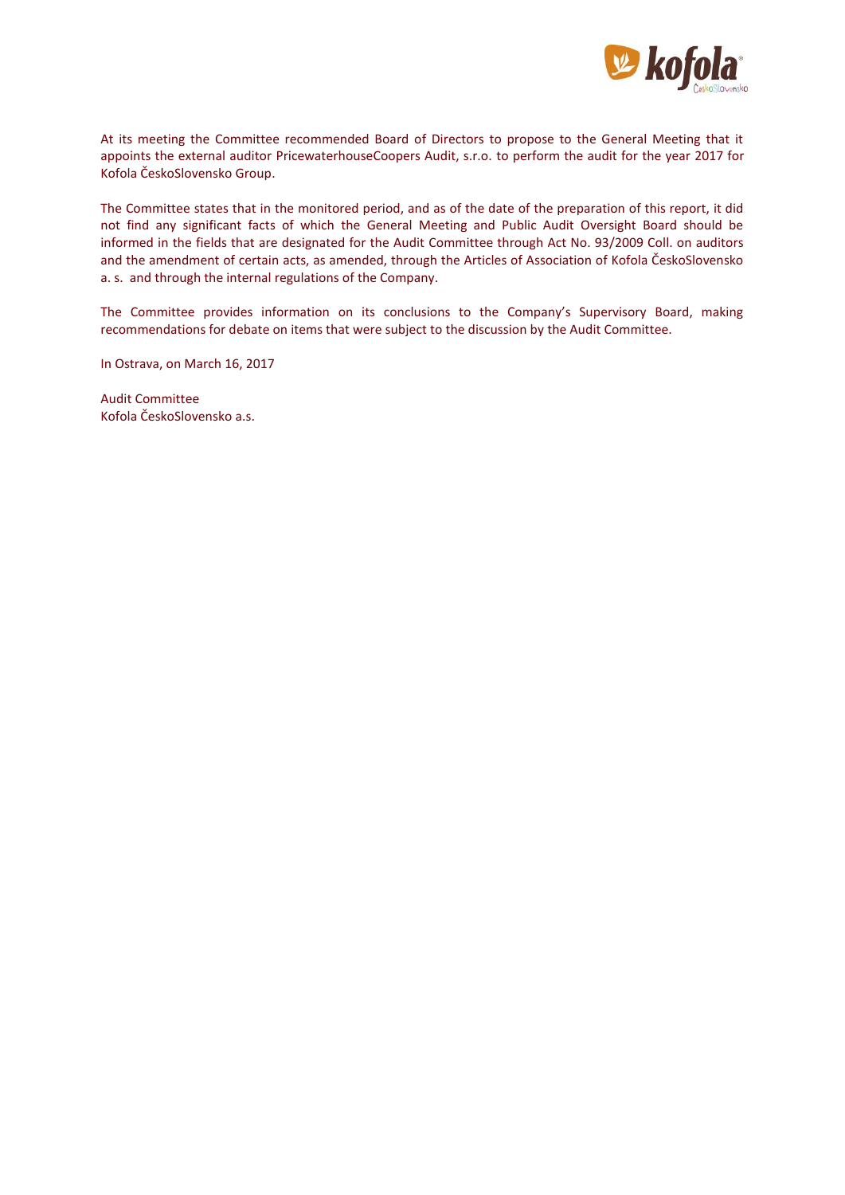At its meeting the Committee recommended Board of Directors to propose to the General Meeting that it appoints the external auditor PricewaterhouseCoopers Audit, s.r.o. to perform the audit for the year 2017 for Kofola ČeskoSlovensko Group.

The Committee states that in the monitored period, and as of the date of the preparation of this report, it did not find any significant facts of which the General Meeting and Public Audit Oversight Board should be informed in the fields that are designated for the Audit Committee through Act No. 93/2009 Coll. on auditors and the amendment of certain acts, as amended, through the Articles of Association of Kofola ČeskoSlovensko a. s. and through the internal regulations of the Company.

The Committee provides information on its conclusions to the Company's Supervisory Board, making recommendations for debate on items that were subject to the discussion by the Audit Committee.

In Ostrava, on March 16, 2017

Audit Committee
Kofola ČeskoSlovensko a.s.